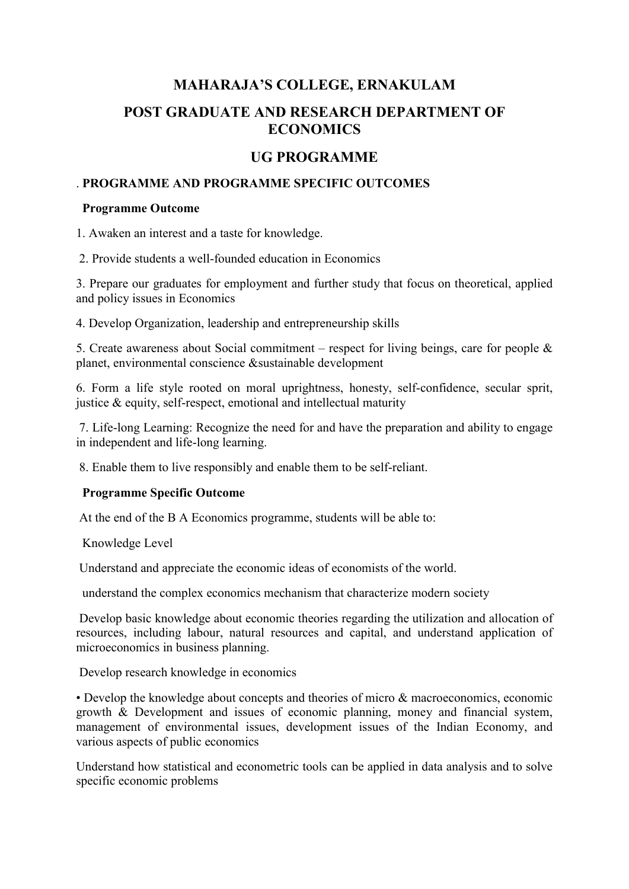# MAHARAJA'S COLLEGE, ERNAKULAM

## POST GRADUATE AND RESEARCH DEPARTMENT OF ECONOMICS

## UG PROGRAMME

. **PROGRAMME AND PROGRAMME SPECIFIC OUTCOMES**

**Programme Outcome**

1. Awaken an interest and a taste for knowledge.

2. Provide students a well-founded education in Economics

3. Prepare our graduates for employment and further study that focus on theoretical, applied and policy issues in Economics

4. Develop Organization, leadership and entrepreneurship skills

5. Create awareness about Social commitment – respect for living beings, care for people & planet, environmental conscience &sustainable development

6. Form a life style rooted on moral uprightness, honesty, self-confidence, secular sprit, justice & equity, self-respect, emotional and intellectual maturity

7. Life-long Learning: Recognize the need for and have the preparation and ability to engage in independent and life-long learning.

8. Enable them to live responsibly and enable them to be self-reliant.

**Programme Specific Outcome**

At the end of the B A Economics programme, students will be able to:

Knowledge Level

Understand and appreciate the economic ideas of economists of the world.

understand the complex economics mechanism that characterize modern society

Develop basic knowledge about economic theories regarding the utilization and allocation of resources, including labour, natural resources and capital, and understand application of microeconomics in business planning.

Develop research knowledge in economics

• Develop the knowledge about concepts and theories of micro & macroeconomics, economic growth & Development and issues of economic planning, money and financial system, management of environmental issues, development issues of the Indian Economy, and various aspects of public economics

Understand how statistical and econometric tools can be applied in data analysis and to solve specific economic problems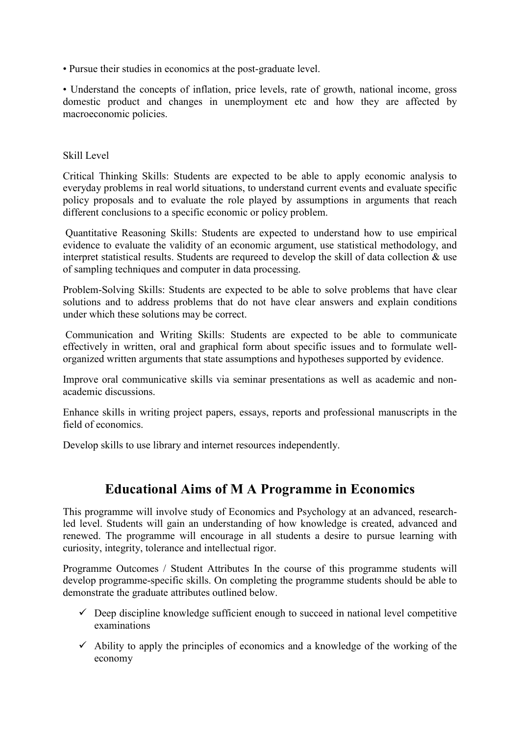- Pursue their studies in economics at the post-graduate level.

- Understand the concepts of inflation, price levels, rate of growth, national income, gross domestic product and changes in unemployment etc and how they are affected by macroeconomic policies.

Skill Level

Critical Thinking Skills: Students are expected to be able to apply economic analysis to everyday problems in real world situations, to understand current events and evaluate specific policy proposals and to evaluate the role played by assumptions in arguments that reach different conclusions to a specific economic or policy problem.

Quantitative Reasoning Skills: Students are expected to understand how to use empirical evidence to evaluate the validity of an economic argument, use statistical methodology, and interpret statistical results. Students are requreed to develop the skill of data collection & use of sampling techniques and computer in data processing.

Problem-Solving Skills: Students are expected to be able to solve problems that have clear solutions and to address problems that do not have clear answers and explain conditions under which these solutions may be correct.

Communication and Writing Skills: Students are expected to be able to communicate effectively in written, oral and graphical form about specific issues and to formulate well-organized written arguments that state assumptions and hypotheses supported by evidence.

Improve oral communicative skills via seminar presentations as well as academic and non-academic discussions.

Enhance skills in writing project papers, essays, reports and professional manuscripts in the field of economics.

Develop skills to use library and internet resources independently.

## Educational Aims of M A Programme in Economics

This programme will involve study of Economics and Psychology at an advanced, research-led level. Students will gain an understanding of how knowledge is created, advanced and renewed. The programme will encourage in all students a desire to pursue learning with curiosity, integrity, tolerance and intellectual rigor.

Programme Outcomes / Student Attributes In the course of this programme students will develop programme-specific skills. On completing the programme students should be able to demonstrate the graduate attributes outlined below.

- ✓ Deep discipline knowledge sufficient enough to succeed in national level competitive examinations
- ✓ Ability to apply the principles of economics and a knowledge of the working of the economy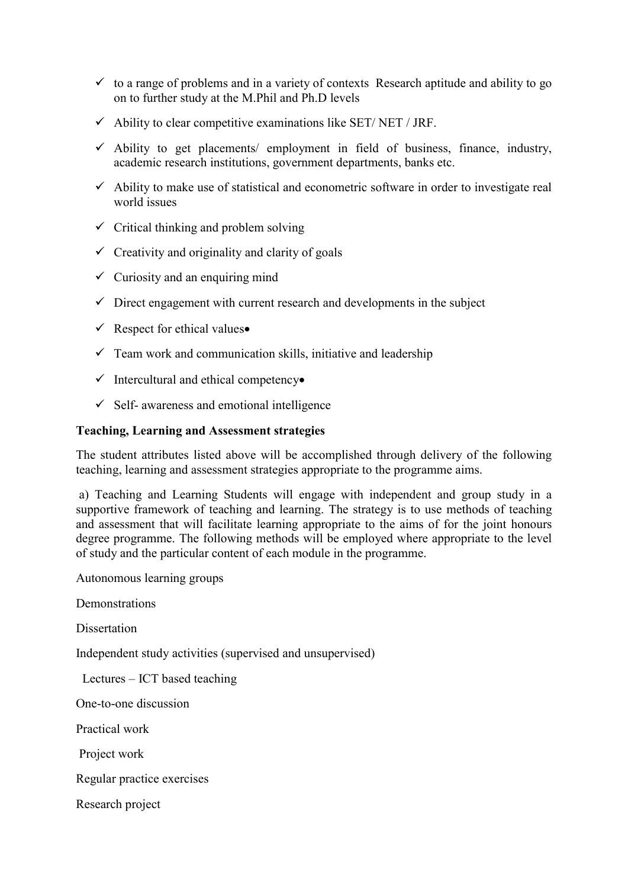- ✓ to a range of problems and in a variety of contexts Research aptitude and ability to go on to further study at the M.Phil and Ph.D levels
- ✓ Ability to clear competitive examinations like SET/ NET / JRF.
- ✓ Ability to get placements/ employment in field of business, finance, industry, academic research institutions, government departments, banks etc.
- ✓ Ability to make use of statistical and econometric software in order to investigate real world issues
- ✓ Critical thinking and problem solving
- ✓ Creativity and originality and clarity of goals
- ✓ Curiosity and an enquiring mind
- ✓ Direct engagement with current research and developments in the subject
- ✓ Respect for ethical values•
- ✓ Team work and communication skills, initiative and leadership
- ✓ Intercultural and ethical competency•
- ✓ Self- awareness and emotional intelligence

**Teaching, Learning and Assessment strategies**

The student attributes listed above will be accomplished through delivery of the following teaching, learning and assessment strategies appropriate to the programme aims.

a) Teaching and Learning Students will engage with independent and group study in a supportive framework of teaching and learning. The strategy is to use methods of teaching and assessment that will facilitate learning appropriate to the aims of for the joint honours degree programme. The following methods will be employed where appropriate to the level of study and the particular content of each module in the programme.

Autonomous learning groups

Demonstrations

Dissertation

Independent study activities (supervised and unsupervised)

Lectures – ICT based teaching

One-to-one discussion

Practical work

Project work

Regular practice exercises

Research project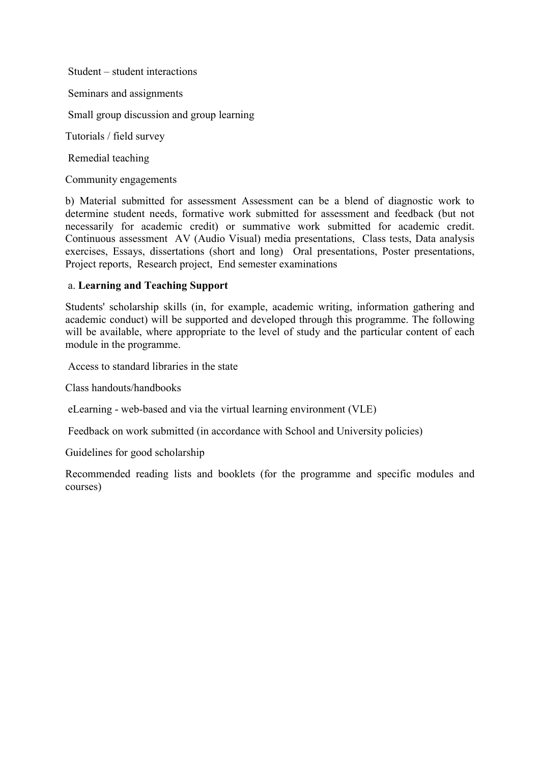Student – student interactions

Seminars and assignments

Small group discussion and group learning

Tutorials / field survey

Remedial teaching

Community engagements

b) Material submitted for assessment Assessment can be a blend of diagnostic work to determine student needs, formative work submitted for assessment and feedback (but not necessarily for academic credit) or summative work submitted for academic credit. Continuous assessment AV (Audio Visual) media presentations, Class tests, Data analysis exercises, Essays, dissertations (short and long) Oral presentations, Poster presentations, Project reports, Research project, End semester examinations

a. **Learning and Teaching Support**

Students' scholarship skills (in, for example, academic writing, information gathering and academic conduct) will be supported and developed through this programme. The following will be available, where appropriate to the level of study and the particular content of each module in the programme.

Access to standard libraries in the state

Class handouts/handbooks

eLearning - web-based and via the virtual learning environment (VLE)

Feedback on work submitted (in accordance with School and University policies)

Guidelines for good scholarship

Recommended reading lists and booklets (for the programme and specific modules and courses)